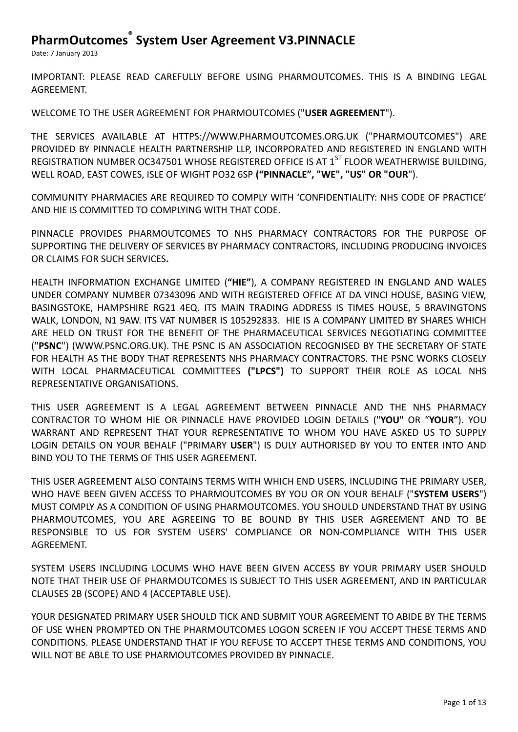# PharmOutcomes® System User Agreement V3.PINNACLE

Date: 7 January 2013

IMPORTANT: PLEASE READ CAREFULLY BEFORE USING PHARMOUTCOMES. THIS IS A BINDING LEGAL AGREEMENT.

WELCOME TO THE USER AGREEMENT FOR PHARMOUTCOMES ("**USER AGREEMENT**").

THE SERVICES AVAILABLE AT HTTPS://WWW.PHARMOUTCOMES.ORG.UK ("PHARMOUTCOMES") ARE PROVIDED BY PINNACLE HEALTH PARTNERSHIP LLP, INCORPORATED AND REGISTERED IN ENGLAND WITH REGISTRATION NUMBER OC347501 WHOSE REGISTERED OFFICE IS AT 1ST FLOOR WEATHERWISE BUILDING, WELL ROAD, EAST COWES, ISLE OF WIGHT PO32 6SP **("PINNACLE", "WE", "US" OR "OUR"**).

COMMUNITY PHARMACIES ARE REQUIRED TO COMPLY WITH 'CONFIDENTIALITY: NHS CODE OF PRACTICE' AND HIE IS COMMITTED TO COMPLYING WITH THAT CODE.

PINNACLE PROVIDES PHARMOUTCOMES TO NHS PHARMACY CONTRACTORS FOR THE PURPOSE OF SUPPORTING THE DELIVERY OF SERVICES BY PHARMACY CONTRACTORS, INCLUDING PRODUCING INVOICES OR CLAIMS FOR SUCH SERVICES**.**

HEALTH INFORMATION EXCHANGE LIMITED (**"HIE"**), A COMPANY REGISTERED IN ENGLAND AND WALES UNDER COMPANY NUMBER 07343096 AND WITH REGISTERED OFFICE AT DA VINCI HOUSE, BASING VIEW, BASINGSTOKE, HAMPSHIRE RG21 4EQ. ITS MAIN TRADING ADDRESS IS TIMES HOUSE, 5 BRAVINGTONS WALK, LONDON, N1 9AW. ITS VAT NUMBER IS 105292833. HIE IS A COMPANY LIMITED BY SHARES WHICH ARE HELD ON TRUST FOR THE BENEFIT OF THE PHARMACEUTICAL SERVICES NEGOTIATING COMMITTEE ("**PSNC**") (WWW.PSNC.ORG.UK). THE PSNC IS AN ASSOCIATION RECOGNISED BY THE SECRETARY OF STATE FOR HEALTH AS THE BODY THAT REPRESENTS NHS PHARMACY CONTRACTORS. THE PSNC WORKS CLOSELY WITH LOCAL PHARMACEUTICAL COMMITTEES **("LPCS")** TO SUPPORT THEIR ROLE AS LOCAL NHS REPRESENTATIVE ORGANISATIONS.

THIS USER AGREEMENT IS A LEGAL AGREEMENT BETWEEN PINNACLE AND THE NHS PHARMACY CONTRACTOR TO WHOM HIE OR PINNACLE HAVE PROVIDED LOGIN DETAILS ("**YOU**" OR "**YOUR**"). YOU WARRANT AND REPRESENT THAT YOUR REPRESENTATIVE TO WHOM YOU HAVE ASKED US TO SUPPLY LOGIN DETAILS ON YOUR BEHALF ("PRIMARY **USER**") IS DULY AUTHORISED BY YOU TO ENTER INTO AND BIND YOU TO THE TERMS OF THIS USER AGREEMENT.

THIS USER AGREEMENT ALSO CONTAINS TERMS WITH WHICH END USERS, INCLUDING THE PRIMARY USER, WHO HAVE BEEN GIVEN ACCESS TO PHARMOUTCOMES BY YOU OR ON YOUR BEHALF ("**SYSTEM USERS**") MUST COMPLY AS A CONDITION OF USING PHARMOUTCOMES. YOU SHOULD UNDERSTAND THAT BY USING PHARMOUTCOMES, YOU ARE AGREEING TO BE BOUND BY THIS USER AGREEMENT AND TO BE RESPONSIBLE TO US FOR SYSTEM USERS' COMPLIANCE OR NON-COMPLIANCE WITH THIS USER AGREEMENT.

SYSTEM USERS INCLUDING LOCUMS WHO HAVE BEEN GIVEN ACCESS BY YOUR PRIMARY USER SHOULD NOTE THAT THEIR USE OF PHARMOUTCOMES IS SUBJECT TO THIS USER AGREEMENT, AND IN PARTICULAR CLAUSES 2B (SCOPE) AND 4 (ACCEPTABLE USE).

YOUR DESIGNATED PRIMARY USER SHOULD TICK AND SUBMIT YOUR AGREEMENT TO ABIDE BY THE TERMS OF USE WHEN PROMPTED ON THE PHARMOUTCOMES LOGON SCREEN IF YOU ACCEPT THESE TERMS AND CONDITIONS. PLEASE UNDERSTAND THAT IF YOU REFUSE TO ACCEPT THESE TERMS AND CONDITIONS, YOU WILL NOT BE ABLE TO USE PHARMOUTCOMES PROVIDED BY PINNACLE.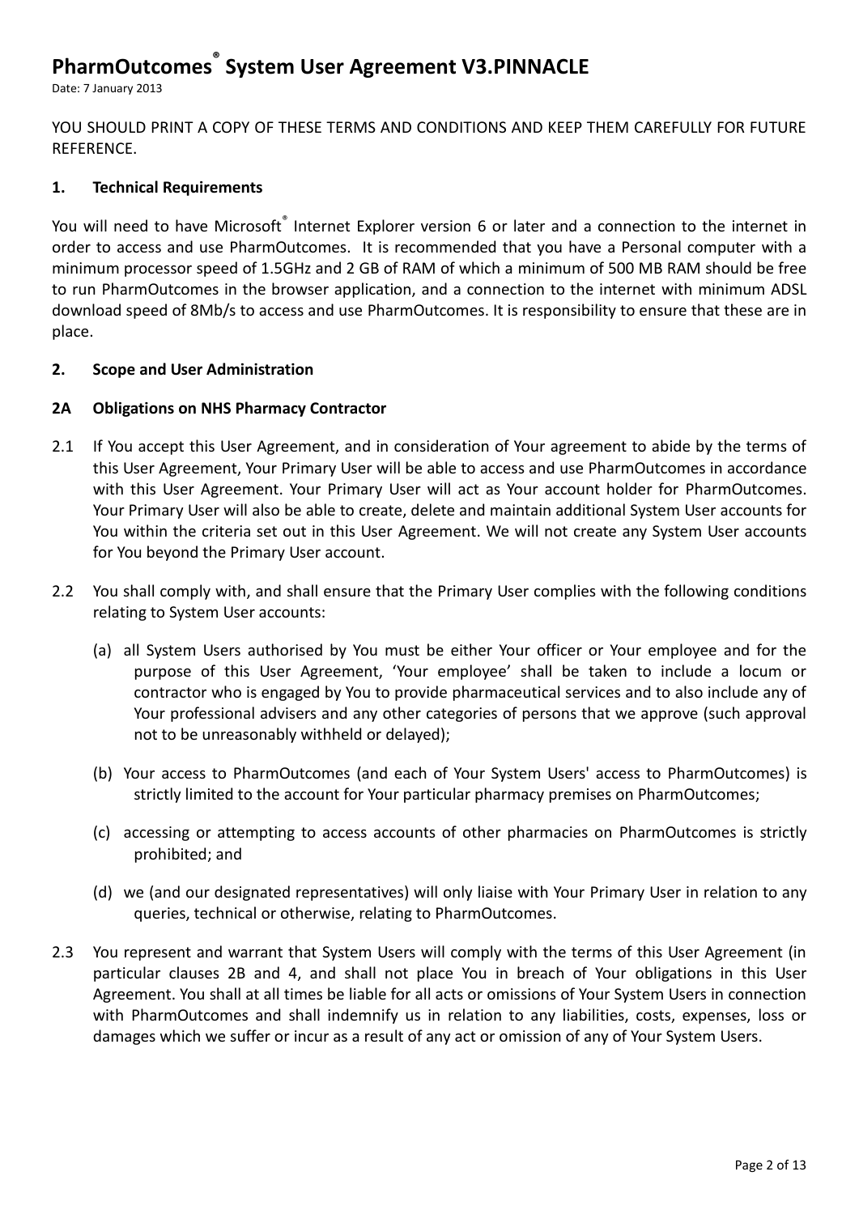# PharmOutcomes® System User Agreement V3.PINNACLE

Date: 7 January 2013

YOU SHOULD PRINT A COPY OF THESE TERMS AND CONDITIONS AND KEEP THEM CAREFULLY FOR FUTURE REFERENCE.

## 1. Technical Requirements

You will need to have Microsoft® Internet Explorer version 6 or later and a connection to the internet in order to access and use PharmOutcomes. It is recommended that you have a Personal computer with a minimum processor speed of 1.5GHz and 2 GB of RAM of which a minimum of 500 MB RAM should be free to run PharmOutcomes in the browser application, and a connection to the internet with minimum ADSL download speed of 8Mb/s to access and use PharmOutcomes. It is responsibility to ensure that these are in place.

## 2. Scope and User Administration

### 2A Obligations on NHS Pharmacy Contractor

2.1 If You accept this User Agreement, and in consideration of Your agreement to abide by the terms of this User Agreement, Your Primary User will be able to access and use PharmOutcomes in accordance with this User Agreement. Your Primary User will act as Your account holder for PharmOutcomes. Your Primary User will also be able to create, delete and maintain additional System User accounts for You within the criteria set out in this User Agreement. We will not create any System User accounts for You beyond the Primary User account.

2.2 You shall comply with, and shall ensure that the Primary User complies with the following conditions relating to System User accounts:

(a) all System Users authorised by You must be either Your officer or Your employee and for the purpose of this User Agreement, 'Your employee' shall be taken to include a locum or contractor who is engaged by You to provide pharmaceutical services and to also include any of Your professional advisers and any other categories of persons that we approve (such approval not to be unreasonably withheld or delayed);

(b) Your access to PharmOutcomes (and each of Your System Users' access to PharmOutcomes) is strictly limited to the account for Your particular pharmacy premises on PharmOutcomes;

(c) accessing or attempting to access accounts of other pharmacies on PharmOutcomes is strictly prohibited; and

(d) we (and our designated representatives) will only liaise with Your Primary User in relation to any queries, technical or otherwise, relating to PharmOutcomes.

2.3 You represent and warrant that System Users will comply with the terms of this User Agreement (in particular clauses 2B and 4, and shall not place You in breach of Your obligations in this User Agreement. You shall at all times be liable for all acts or omissions of Your System Users in connection with PharmOutcomes and shall indemnify us in relation to any liabilities, costs, expenses, loss or damages which we suffer or incur as a result of any act or omission of any of Your System Users.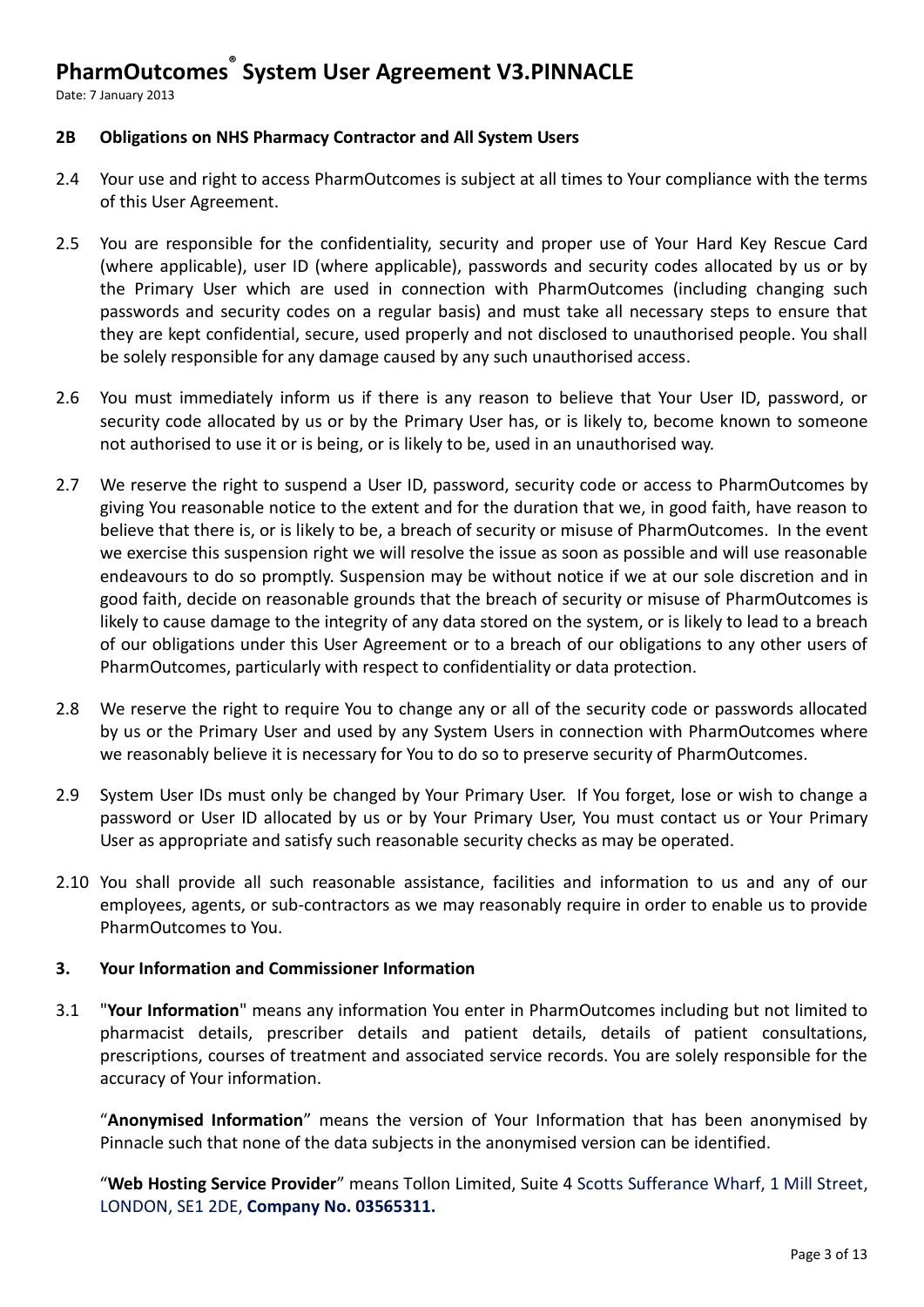### 2B Obligations on NHS Pharmacy Contractor and All System Users

2.4 Your use and right to access PharmOutcomes is subject at all times to Your compliance with the terms of this User Agreement.

2.5 You are responsible for the confidentiality, security and proper use of Your Hard Key Rescue Card (where applicable), user ID (where applicable), passwords and security codes allocated by us or by the Primary User which are used in connection with PharmOutcomes (including changing such passwords and security codes on a regular basis) and must take all necessary steps to ensure that they are kept confidential, secure, used properly and not disclosed to unauthorised people. You shall be solely responsible for any damage caused by any such unauthorised access.

2.6 You must immediately inform us if there is any reason to believe that Your User ID, password, or security code allocated by us or by the Primary User has, or is likely to, become known to someone not authorised to use it or is being, or is likely to be, used in an unauthorised way.

2.7 We reserve the right to suspend a User ID, password, security code or access to PharmOutcomes by giving You reasonable notice to the extent and for the duration that we, in good faith, have reason to believe that there is, or is likely to be, a breach of security or misuse of PharmOutcomes. In the event we exercise this suspension right we will resolve the issue as soon as possible and will use reasonable endeavours to do so promptly. Suspension may be without notice if we at our sole discretion and in good faith, decide on reasonable grounds that the breach of security or misuse of PharmOutcomes is likely to cause damage to the integrity of any data stored on the system, or is likely to lead to a breach of our obligations under this User Agreement or to a breach of our obligations to any other users of PharmOutcomes, particularly with respect to confidentiality or data protection.

2.8 We reserve the right to require You to change any or all of the security code or passwords allocated by us or the Primary User and used by any System Users in connection with PharmOutcomes where we reasonably believe it is necessary for You to do so to preserve security of PharmOutcomes.

2.9 System User IDs must only be changed by Your Primary User. If You forget, lose or wish to change a password or User ID allocated by us or by Your Primary User, You must contact us or Your Primary User as appropriate and satisfy such reasonable security checks as may be operated.

2.10 You shall provide all such reasonable assistance, facilities and information to us and any of our employees, agents, or sub-contractors as we may reasonably require in order to enable us to provide PharmOutcomes to You.

### 3. Your Information and Commissioner Information

3.1 "**Your Information**" means any information You enter in PharmOutcomes including but not limited to pharmacist details, prescriber details and patient details, details of patient consultations, prescriptions, courses of treatment and associated service records. You are solely responsible for the accuracy of Your information.

"**Anonymised Information**" means the version of Your Information that has been anonymised by Pinnacle such that none of the data subjects in the anonymised version can be identified.

"**Web Hosting Service Provider**" means Tollon Limited, Suite 4 Scotts Sufferance Wharf, 1 Mill Street, LONDON, SE1 2DE, **Company No. 03565311.**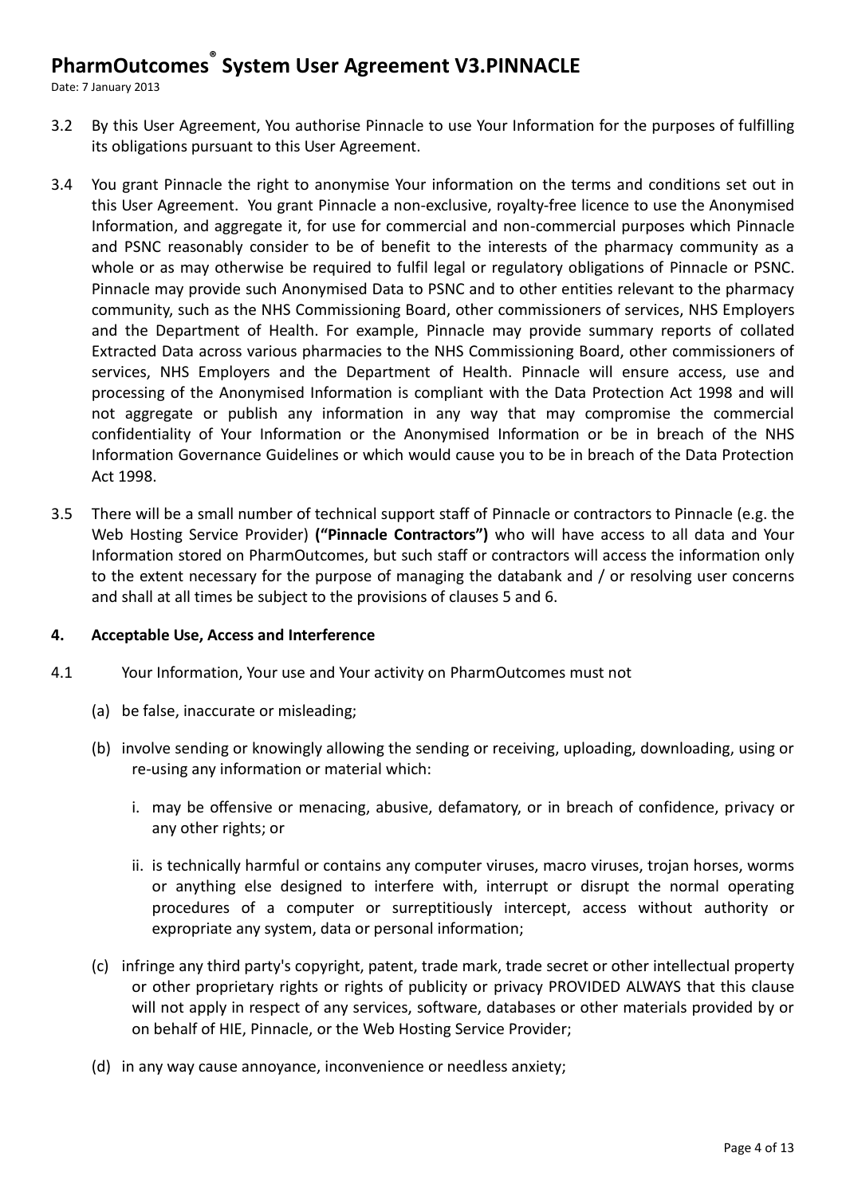3.2 By this User Agreement, You authorise Pinnacle to use Your Information for the purposes of fulfilling its obligations pursuant to this User Agreement.

3.4 You grant Pinnacle the right to anonymise Your information on the terms and conditions set out in this User Agreement. You grant Pinnacle a non-exclusive, royalty-free licence to use the Anonymised Information, and aggregate it, for use for commercial and non-commercial purposes which Pinnacle and PSNC reasonably consider to be of benefit to the interests of the pharmacy community as a whole or as may otherwise be required to fulfil legal or regulatory obligations of Pinnacle or PSNC. Pinnacle may provide such Anonymised Data to PSNC and to other entities relevant to the pharmacy community, such as the NHS Commissioning Board, other commissioners of services, NHS Employers and the Department of Health. For example, Pinnacle may provide summary reports of collated Extracted Data across various pharmacies to the NHS Commissioning Board, other commissioners of services, NHS Employers and the Department of Health. Pinnacle will ensure access, use and processing of the Anonymised Information is compliant with the Data Protection Act 1998 and will not aggregate or publish any information in any way that may compromise the commercial confidentiality of Your Information or the Anonymised Information or be in breach of the NHS Information Governance Guidelines or which would cause you to be in breach of the Data Protection Act 1998.

3.5 There will be a small number of technical support staff of Pinnacle or contractors to Pinnacle (e.g. the Web Hosting Service Provider) **("Pinnacle Contractors")** who will have access to all data and Your Information stored on PharmOutcomes, but such staff or contractors will access the information only to the extent necessary for the purpose of managing the databank and / or resolving user concerns and shall at all times be subject to the provisions of clauses 5 and 6.

**4. Acceptable Use, Access and Interference**

4.1 Your Information, Your use and Your activity on PharmOutcomes must not

(a) be false, inaccurate or misleading;

(b) involve sending or knowingly allowing the sending or receiving, uploading, downloading, using or re-using any information or material which:

i. may be offensive or menacing, abusive, defamatory, or in breach of confidence, privacy or any other rights; or

ii. is technically harmful or contains any computer viruses, macro viruses, trojan horses, worms or anything else designed to interfere with, interrupt or disrupt the normal operating procedures of a computer or surreptitiously intercept, access without authority or expropriate any system, data or personal information;

(c) infringe any third party's copyright, patent, trade mark, trade secret or other intellectual property or other proprietary rights or rights of publicity or privacy PROVIDED ALWAYS that this clause will not apply in respect of any services, software, databases or other materials provided by or on behalf of HIE, Pinnacle, or the Web Hosting Service Provider;

(d) in any way cause annoyance, inconvenience or needless anxiety;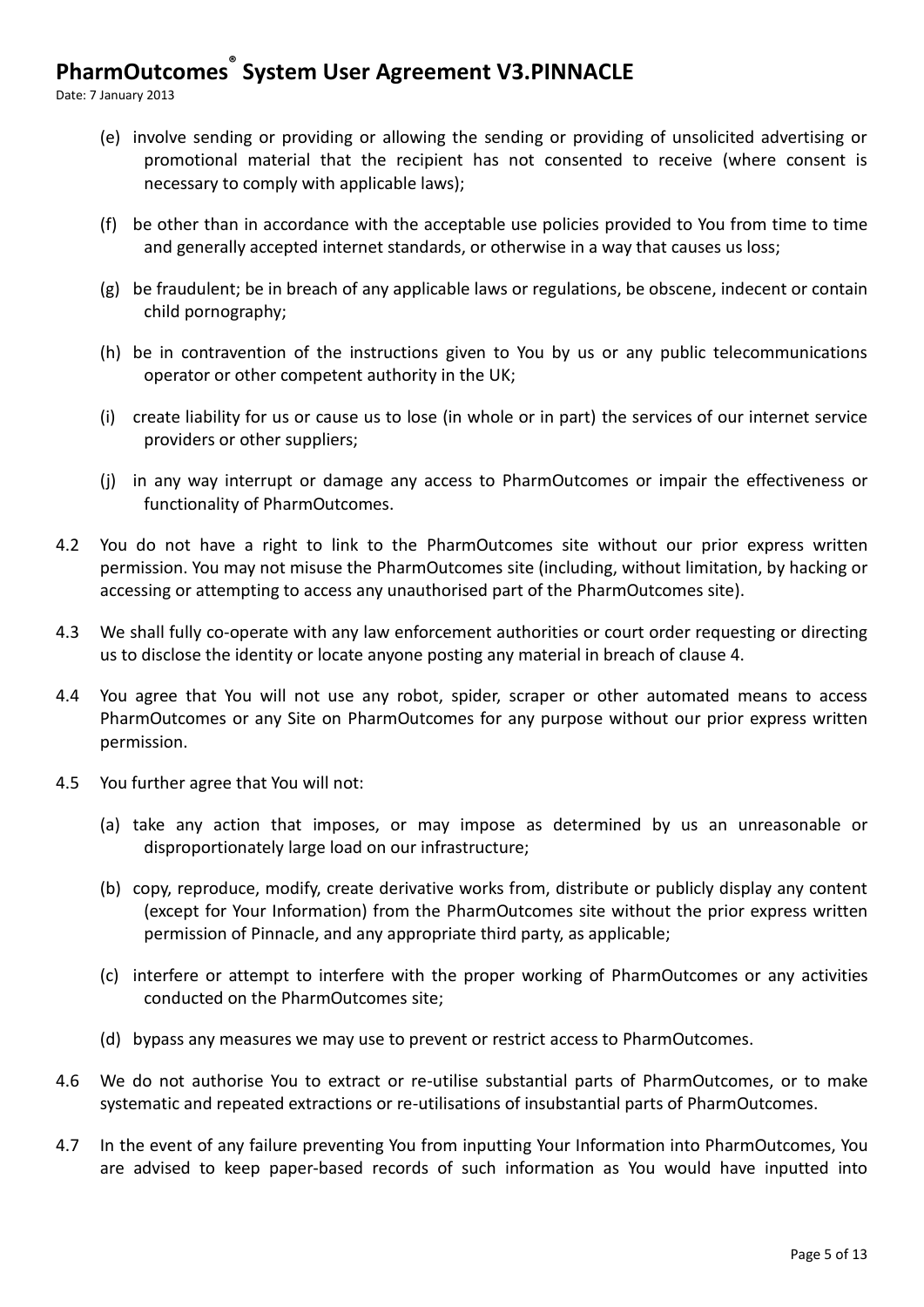(e) involve sending or providing or allowing the sending or providing of unsolicited advertising or promotional material that the recipient has not consented to receive (where consent is necessary to comply with applicable laws);

(f) be other than in accordance with the acceptable use policies provided to You from time to time and generally accepted internet standards, or otherwise in a way that causes us loss;

(g) be fraudulent; be in breach of any applicable laws or regulations, be obscene, indecent or contain child pornography;

(h) be in contravention of the instructions given to You by us or any public telecommunications operator or other competent authority in the UK;

(i) create liability for us or cause us to lose (in whole or in part) the services of our internet service providers or other suppliers;

(j) in any way interrupt or damage any access to PharmOutcomes or impair the effectiveness or functionality of PharmOutcomes.

4.2 You do not have a right to link to the PharmOutcomes site without our prior express written permission. You may not misuse the PharmOutcomes site (including, without limitation, by hacking or accessing or attempting to access any unauthorised part of the PharmOutcomes site).

4.3 We shall fully co-operate with any law enforcement authorities or court order requesting or directing us to disclose the identity or locate anyone posting any material in breach of clause 4.

4.4 You agree that You will not use any robot, spider, scraper or other automated means to access PharmOutcomes or any Site on PharmOutcomes for any purpose without our prior express written permission.

4.5 You further agree that You will not:

(a) take any action that imposes, or may impose as determined by us an unreasonable or disproportionately large load on our infrastructure;

(b) copy, reproduce, modify, create derivative works from, distribute or publicly display any content (except for Your Information) from the PharmOutcomes site without the prior express written permission of Pinnacle, and any appropriate third party, as applicable;

(c) interfere or attempt to interfere with the proper working of PharmOutcomes or any activities conducted on the PharmOutcomes site;

(d) bypass any measures we may use to prevent or restrict access to PharmOutcomes.

4.6 We do not authorise You to extract or re-utilise substantial parts of PharmOutcomes, or to make systematic and repeated extractions or re-utilisations of insubstantial parts of PharmOutcomes.

4.7 In the event of any failure preventing You from inputting Your Information into PharmOutcomes, You are advised to keep paper-based records of such information as You would have inputted into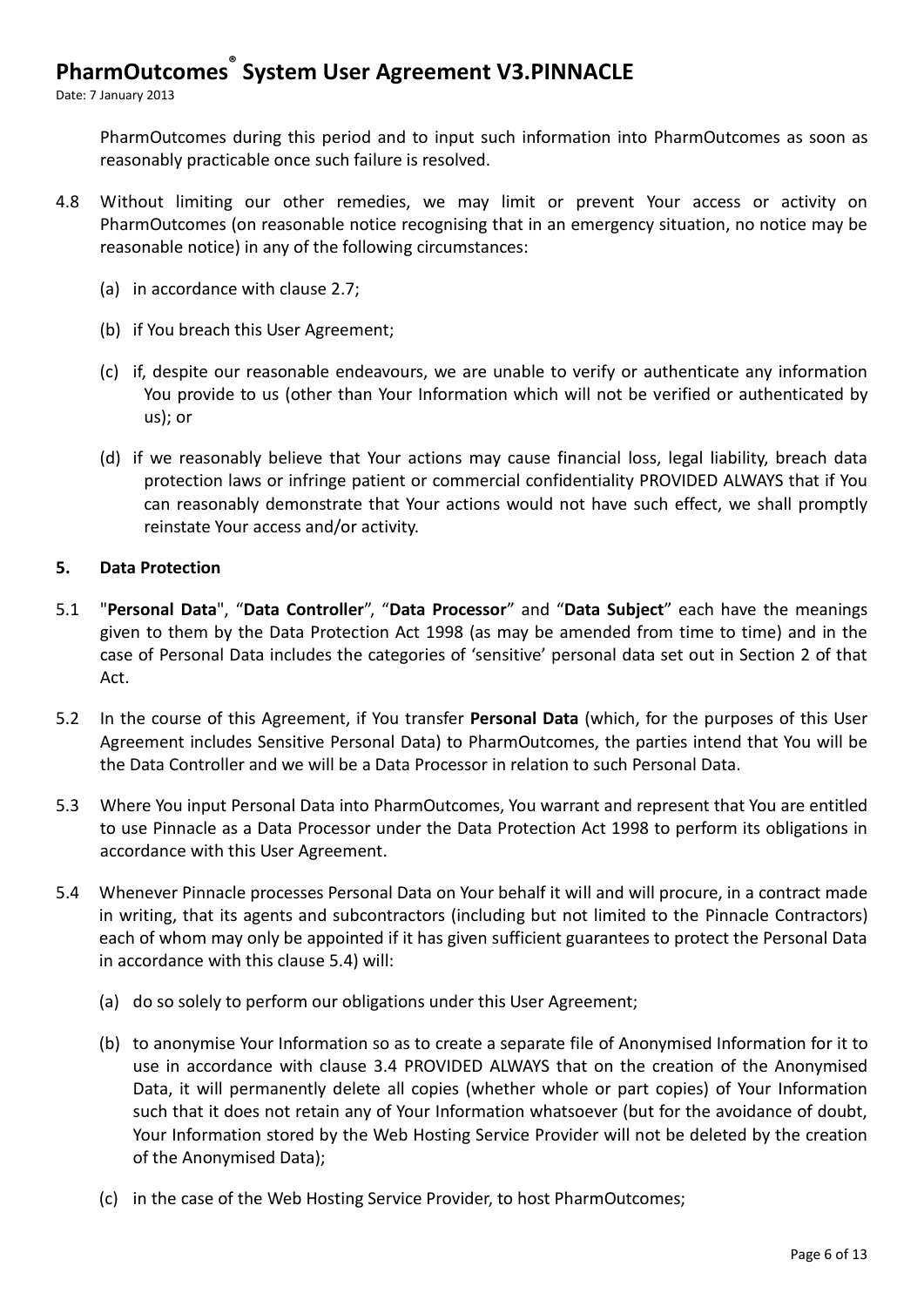PharmOutcomes during this period and to input such information into PharmOutcomes as soon as reasonably practicable once such failure is resolved.

4.8 Without limiting our other remedies, we may limit or prevent Your access or activity on PharmOutcomes (on reasonable notice recognising that in an emergency situation, no notice may be reasonable notice) in any of the following circumstances:

(a) in accordance with clause 2.7;

(b) if You breach this User Agreement;

(c) if, despite our reasonable endeavours, we are unable to verify or authenticate any information You provide to us (other than Your Information which will not be verified or authenticated by us); or

(d) if we reasonably believe that Your actions may cause financial loss, legal liability, breach data protection laws or infringe patient or commercial confidentiality PROVIDED ALWAYS that if You can reasonably demonstrate that Your actions would not have such effect, we shall promptly reinstate Your access and/or activity.

**5. Data Protection**

5.1 "**Personal Data**", "**Data Controller**", "**Data Processor**" and "**Data Subject**" each have the meanings given to them by the Data Protection Act 1998 (as may be amended from time to time) and in the case of Personal Data includes the categories of 'sensitive' personal data set out in Section 2 of that Act.

5.2 In the course of this Agreement, if You transfer **Personal Data** (which, for the purposes of this User Agreement includes Sensitive Personal Data) to PharmOutcomes, the parties intend that You will be the Data Controller and we will be a Data Processor in relation to such Personal Data.

5.3 Where You input Personal Data into PharmOutcomes, You warrant and represent that You are entitled to use Pinnacle as a Data Processor under the Data Protection Act 1998 to perform its obligations in accordance with this User Agreement.

5.4 Whenever Pinnacle processes Personal Data on Your behalf it will and will procure, in a contract made in writing, that its agents and subcontractors (including but not limited to the Pinnacle Contractors) each of whom may only be appointed if it has given sufficient guarantees to protect the Personal Data in accordance with this clause 5.4) will:

(a) do so solely to perform our obligations under this User Agreement;

(b) to anonymise Your Information so as to create a separate file of Anonymised Information for it to use in accordance with clause 3.4 PROVIDED ALWAYS that on the creation of the Anonymised Data, it will permanently delete all copies (whether whole or part copies) of Your Information such that it does not retain any of Your Information whatsoever (but for the avoidance of doubt, Your Information stored by the Web Hosting Service Provider will not be deleted by the creation of the Anonymised Data);

(c) in the case of the Web Hosting Service Provider, to host PharmOutcomes;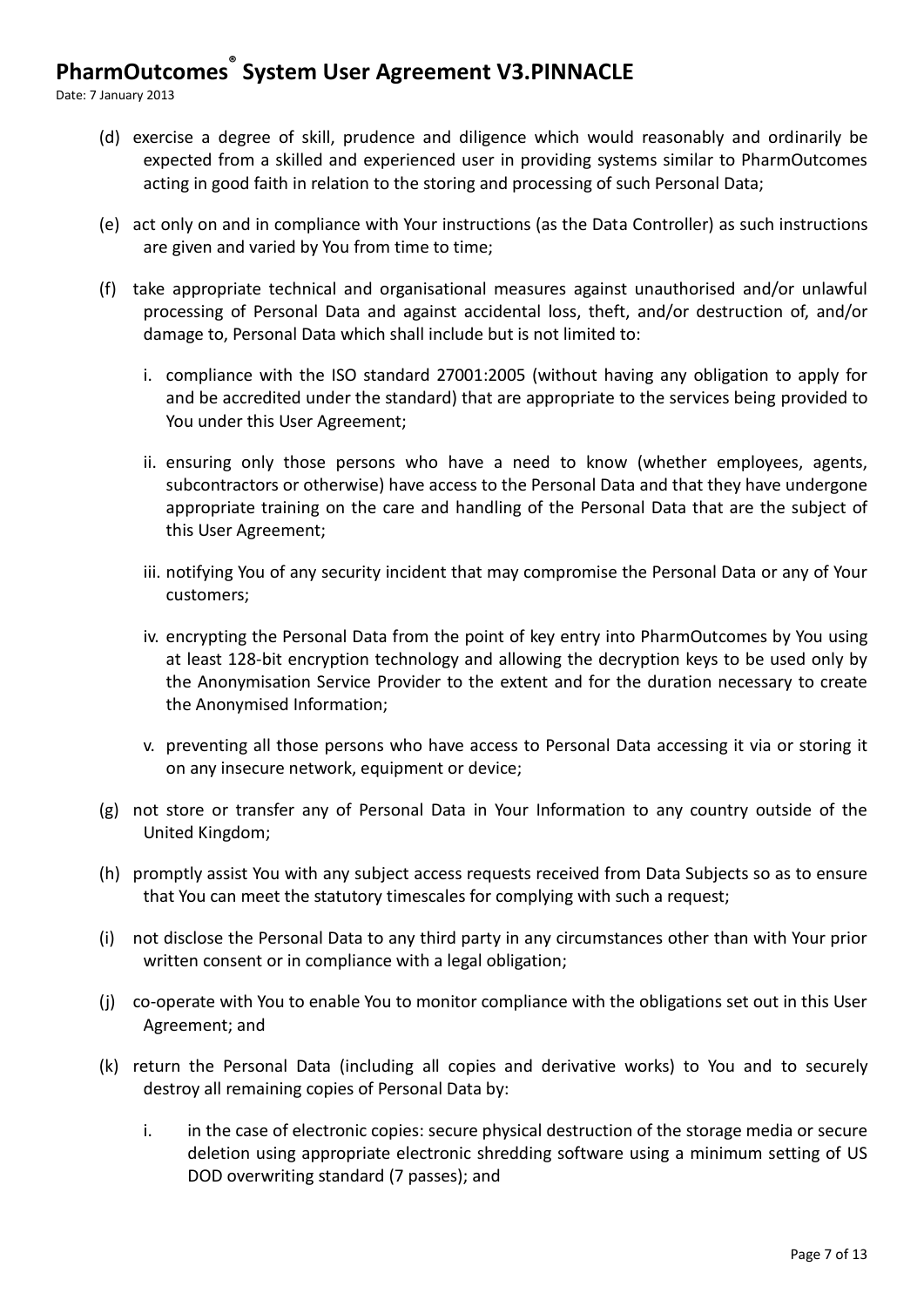(d) exercise a degree of skill, prudence and diligence which would reasonably and ordinarily be expected from a skilled and experienced user in providing systems similar to PharmOutcomes acting in good faith in relation to the storing and processing of such Personal Data;

(e) act only on and in compliance with Your instructions (as the Data Controller) as such instructions are given and varied by You from time to time;

(f) take appropriate technical and organisational measures against unauthorised and/or unlawful processing of Personal Data and against accidental loss, theft, and/or destruction of, and/or damage to, Personal Data which shall include but is not limited to:

   i. compliance with the ISO standard 27001:2005 (without having any obligation to apply for and be accredited under the standard) that are appropriate to the services being provided to You under this User Agreement;

   ii. ensuring only those persons who have a need to know (whether employees, agents, subcontractors or otherwise) have access to the Personal Data and that they have undergone appropriate training on the care and handling of the Personal Data that are the subject of this User Agreement;

   iii. notifying You of any security incident that may compromise the Personal Data or any of Your customers;

   iv. encrypting the Personal Data from the point of key entry into PharmOutcomes by You using at least 128-bit encryption technology and allowing the decryption keys to be used only by the Anonymisation Service Provider to the extent and for the duration necessary to create the Anonymised Information;

   v. preventing all those persons who have access to Personal Data accessing it via or storing it on any insecure network, equipment or device;

(g) not store or transfer any of Personal Data in Your Information to any country outside of the United Kingdom;

(h) promptly assist You with any subject access requests received from Data Subjects so as to ensure that You can meet the statutory timescales for complying with such a request;

(i) not disclose the Personal Data to any third party in any circumstances other than with Your prior written consent or in compliance with a legal obligation;

(j) co-operate with You to enable You to monitor compliance with the obligations set out in this User Agreement; and

(k) return the Personal Data (including all copies and derivative works) to You and to securely destroy all remaining copies of Personal Data by:

   i. in the case of electronic copies: secure physical destruction of the storage media or secure deletion using appropriate electronic shredding software using a minimum setting of US DOD overwriting standard (7 passes); and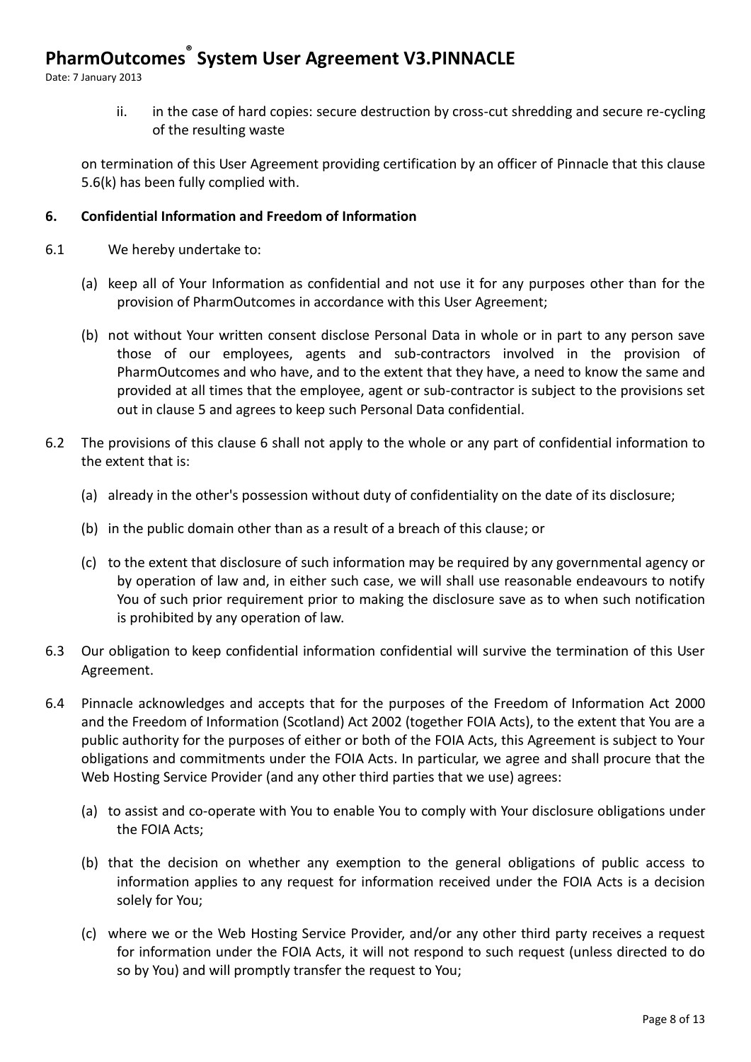ii. in the case of hard copies: secure destruction by cross-cut shredding and secure re-cycling of the resulting waste

on termination of this User Agreement providing certification by an officer of Pinnacle that this clause 5.6(k) has been fully complied with.

**6. Confidential Information and Freedom of Information**

6.1 We hereby undertake to:

(a) keep all of Your Information as confidential and not use it for any purposes other than for the provision of PharmOutcomes in accordance with this User Agreement;

(b) not without Your written consent disclose Personal Data in whole or in part to any person save those of our employees, agents and sub-contractors involved in the provision of PharmOutcomes and who have, and to the extent that they have, a need to know the same and provided at all times that the employee, agent or sub-contractor is subject to the provisions set out in clause 5 and agrees to keep such Personal Data confidential.

6.2 The provisions of this clause 6 shall not apply to the whole or any part of confidential information to the extent that is:

(a) already in the other's possession without duty of confidentiality on the date of its disclosure;

(b) in the public domain other than as a result of a breach of this clause; or

(c) to the extent that disclosure of such information may be required by any governmental agency or by operation of law and, in either such case, we will shall use reasonable endeavours to notify You of such prior requirement prior to making the disclosure save as to when such notification is prohibited by any operation of law.

6.3 Our obligation to keep confidential information confidential will survive the termination of this User Agreement.

6.4 Pinnacle acknowledges and accepts that for the purposes of the Freedom of Information Act 2000 and the Freedom of Information (Scotland) Act 2002 (together FOIA Acts), to the extent that You are a public authority for the purposes of either or both of the FOIA Acts, this Agreement is subject to Your obligations and commitments under the FOIA Acts. In particular, we agree and shall procure that the Web Hosting Service Provider (and any other third parties that we use) agrees:

(a) to assist and co-operate with You to enable You to comply with Your disclosure obligations under the FOIA Acts;

(b) that the decision on whether any exemption to the general obligations of public access to information applies to any request for information received under the FOIA Acts is a decision solely for You;

(c) where we or the Web Hosting Service Provider, and/or any other third party receives a request for information under the FOIA Acts, it will not respond to such request (unless directed to do so by You) and will promptly transfer the request to You;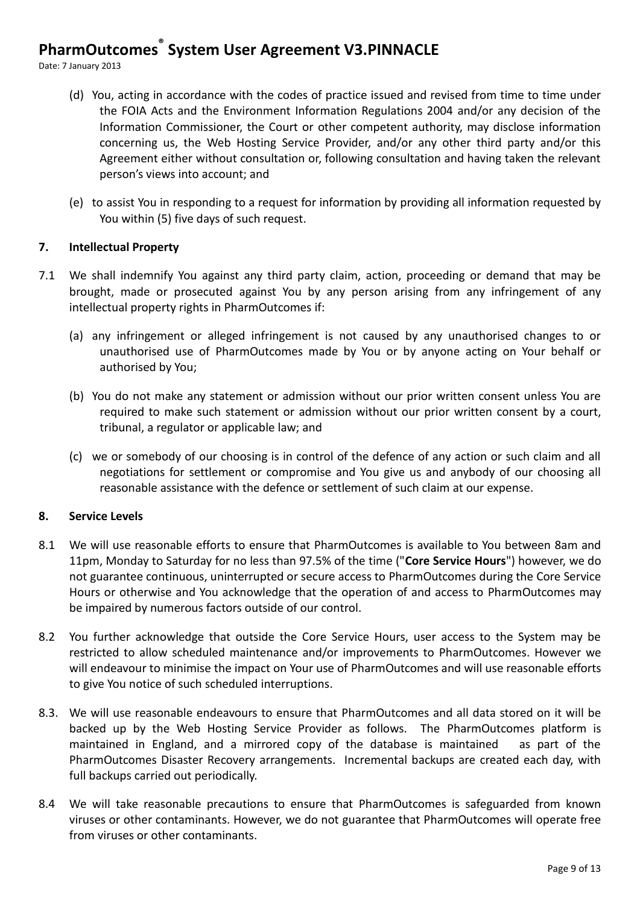(d) You, acting in accordance with the codes of practice issued and revised from time to time under the FOIA Acts and the Environment Information Regulations 2004 and/or any decision of the Information Commissioner, the Court or other competent authority, may disclose information concerning us, the Web Hosting Service Provider, and/or any other third party and/or this Agreement either without consultation or, following consultation and having taken the relevant person's views into account; and

(e) to assist You in responding to a request for information by providing all information requested by You within (5) five days of such request.

## 7. Intellectual Property

7.1 We shall indemnify You against any third party claim, action, proceeding or demand that may be brought, made or prosecuted against You by any person arising from any infringement of any intellectual property rights in PharmOutcomes if:

(a) any infringement or alleged infringement is not caused by any unauthorised changes to or unauthorised use of PharmOutcomes made by You or by anyone acting on Your behalf or authorised by You;

(b) You do not make any statement or admission without our prior written consent unless You are required to make such statement or admission without our prior written consent by a court, tribunal, a regulator or applicable law; and

(c) we or somebody of our choosing is in control of the defence of any action or such claim and all negotiations for settlement or compromise and You give us and anybody of our choosing all reasonable assistance with the defence or settlement of such claim at our expense.

## 8. Service Levels

8.1 We will use reasonable efforts to ensure that PharmOutcomes is available to You between 8am and 11pm, Monday to Saturday for no less than 97.5% of the time ("**Core Service Hours**") however, we do not guarantee continuous, uninterrupted or secure access to PharmOutcomes during the Core Service Hours or otherwise and You acknowledge that the operation of and access to PharmOutcomes may be impaired by numerous factors outside of our control.

8.2 You further acknowledge that outside the Core Service Hours, user access to the System may be restricted to allow scheduled maintenance and/or improvements to PharmOutcomes. However we will endeavour to minimise the impact on Your use of PharmOutcomes and will use reasonable efforts to give You notice of such scheduled interruptions.

8.3. We will use reasonable endeavours to ensure that PharmOutcomes and all data stored on it will be backed up by the Web Hosting Service Provider as follows. The PharmOutcomes platform is maintained in England, and a mirrored copy of the database is maintained as part of the PharmOutcomes Disaster Recovery arrangements. Incremental backups are created each day, with full backups carried out periodically.

8.4 We will take reasonable precautions to ensure that PharmOutcomes is safeguarded from known viruses or other contaminants. However, we do not guarantee that PharmOutcomes will operate free from viruses or other contaminants.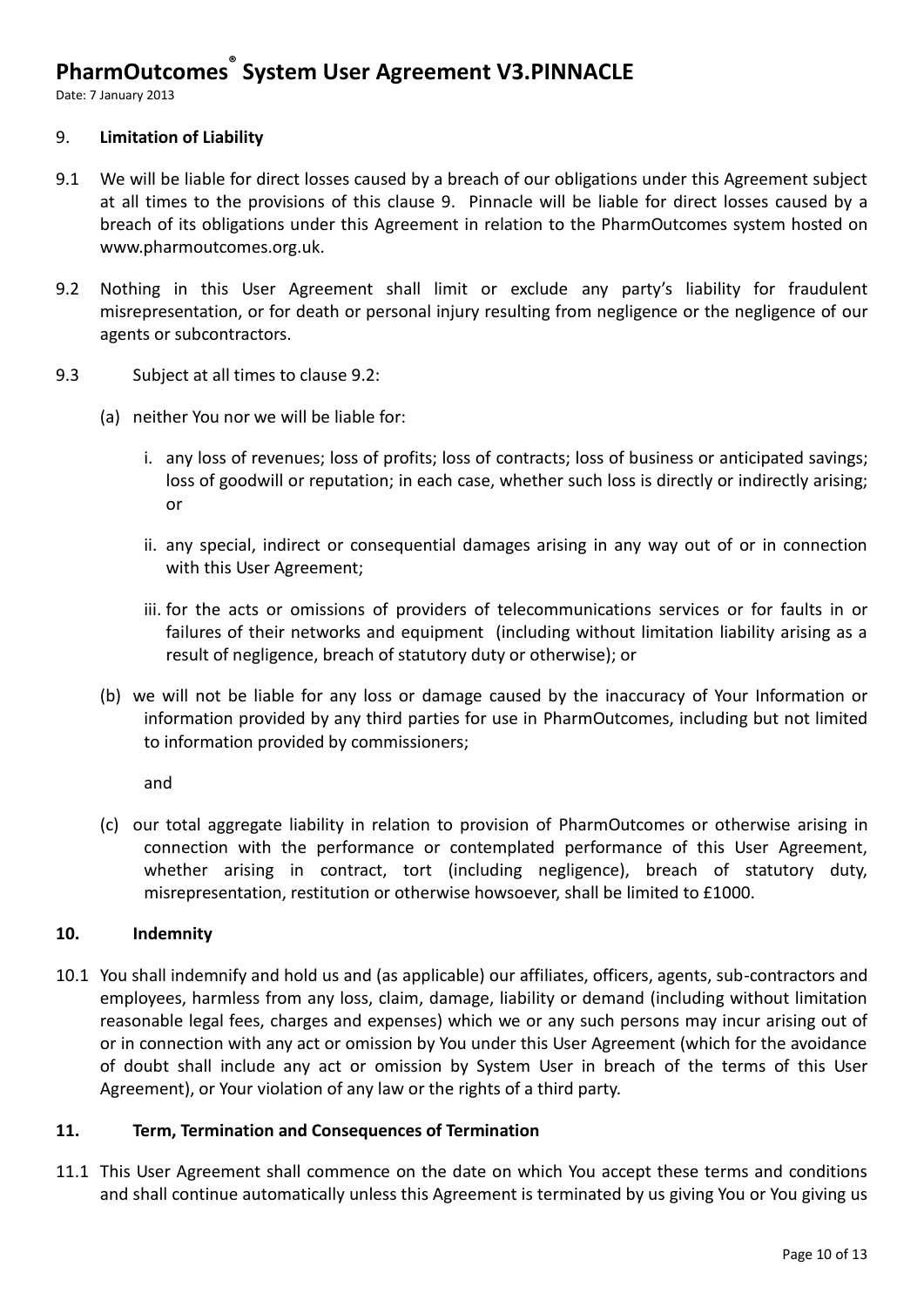## 9. **Limitation of Liability**

9.1 We will be liable for direct losses caused by a breach of our obligations under this Agreement subject at all times to the provisions of this clause 9. Pinnacle will be liable for direct losses caused by a breach of its obligations under this Agreement in relation to the PharmOutcomes system hosted on www.pharmoutcomes.org.uk.

9.2 Nothing in this User Agreement shall limit or exclude any party's liability for fraudulent misrepresentation, or for death or personal injury resulting from negligence or the negligence of our agents or subcontractors.

9.3 Subject at all times to clause 9.2:

(a) neither You nor we will be liable for:

i. any loss of revenues; loss of profits; loss of contracts; loss of business or anticipated savings; loss of goodwill or reputation; in each case, whether such loss is directly or indirectly arising; or

ii. any special, indirect or consequential damages arising in any way out of or in connection with this User Agreement;

iii. for the acts or omissions of providers of telecommunications services or for faults in or failures of their networks and equipment (including without limitation liability arising as a result of negligence, breach of statutory duty or otherwise); or

(b) we will not be liable for any loss or damage caused by the inaccuracy of Your Information or information provided by any third parties for use in PharmOutcomes, including but not limited to information provided by commissioners;

and

(c) our total aggregate liability in relation to provision of PharmOutcomes or otherwise arising in connection with the performance or contemplated performance of this User Agreement, whether arising in contract, tort (including negligence), breach of statutory duty, misrepresentation, restitution or otherwise howsoever, shall be limited to £1000.

## **10. Indemnity**

10.1 You shall indemnify and hold us and (as applicable) our affiliates, officers, agents, sub-contractors and employees, harmless from any loss, claim, damage, liability or demand (including without limitation reasonable legal fees, charges and expenses) which we or any such persons may incur arising out of or in connection with any act or omission by You under this User Agreement (which for the avoidance of doubt shall include any act or omission by System User in breach of the terms of this User Agreement), or Your violation of any law or the rights of a third party.

## **11. Term, Termination and Consequences of Termination**

11.1 This User Agreement shall commence on the date on which You accept these terms and conditions and shall continue automatically unless this Agreement is terminated by us giving You or You giving us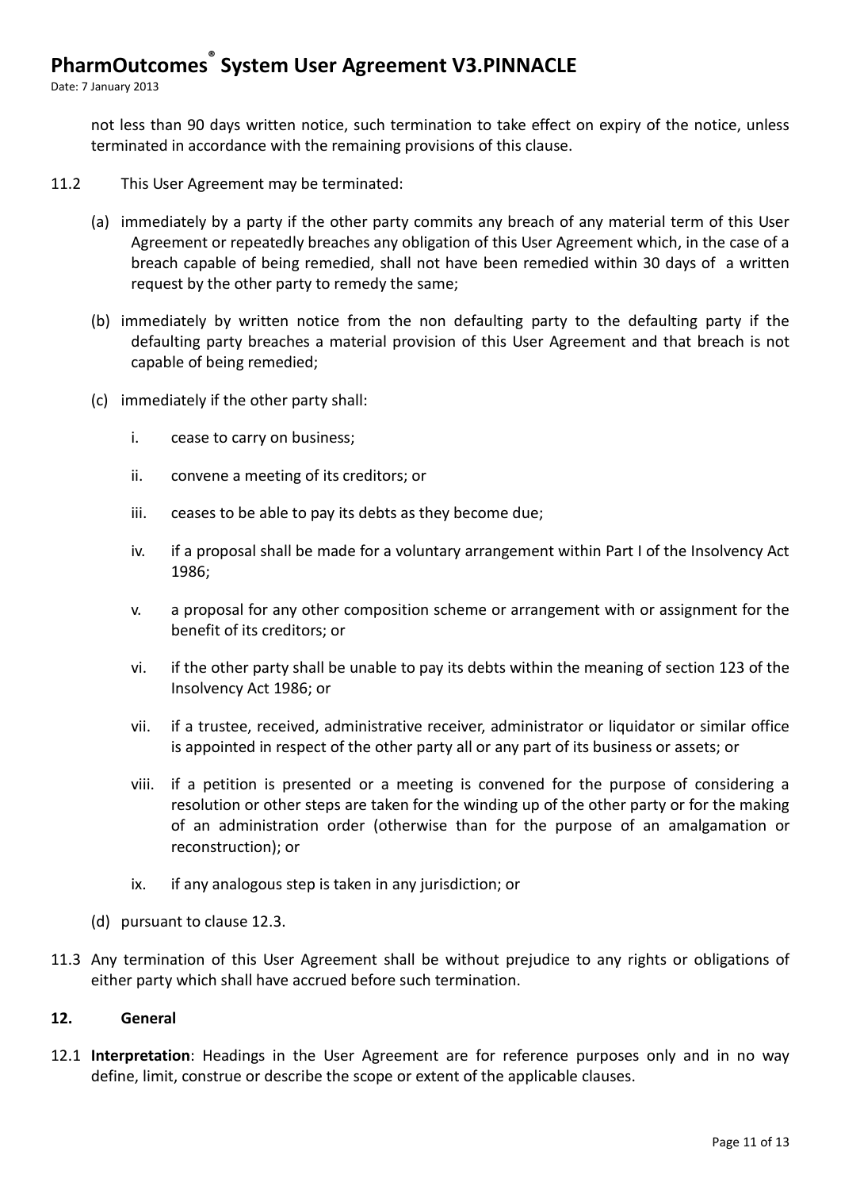not less than 90 days written notice, such termination to take effect on expiry of the notice, unless terminated in accordance with the remaining provisions of this clause.

11.2 This User Agreement may be terminated:

(a) immediately by a party if the other party commits any breach of any material term of this User Agreement or repeatedly breaches any obligation of this User Agreement which, in the case of a breach capable of being remedied, shall not have been remedied within 30 days of a written request by the other party to remedy the same;

(b) immediately by written notice from the non defaulting party to the defaulting party if the defaulting party breaches a material provision of this User Agreement and that breach is not capable of being remedied;

(c) immediately if the other party shall:

i. cease to carry on business;

ii. convene a meeting of its creditors; or

iii. ceases to be able to pay its debts as they become due;

iv. if a proposal shall be made for a voluntary arrangement within Part I of the Insolvency Act 1986;

v. a proposal for any other composition scheme or arrangement with or assignment for the benefit of its creditors; or

vi. if the other party shall be unable to pay its debts within the meaning of section 123 of the Insolvency Act 1986; or

vii. if a trustee, received, administrative receiver, administrator or liquidator or similar office is appointed in respect of the other party all or any part of its business or assets; or

viii. if a petition is presented or a meeting is convened for the purpose of considering a resolution or other steps are taken for the winding up of the other party or for the making of an administration order (otherwise than for the purpose of an amalgamation or reconstruction); or

ix. if any analogous step is taken in any jurisdiction; or

(d) pursuant to clause 12.3.

11.3 Any termination of this User Agreement shall be without prejudice to any rights or obligations of either party which shall have accrued before such termination.

## 12. General

12.1 **Interpretation**: Headings in the User Agreement are for reference purposes only and in no way define, limit, construe or describe the scope or extent of the applicable clauses.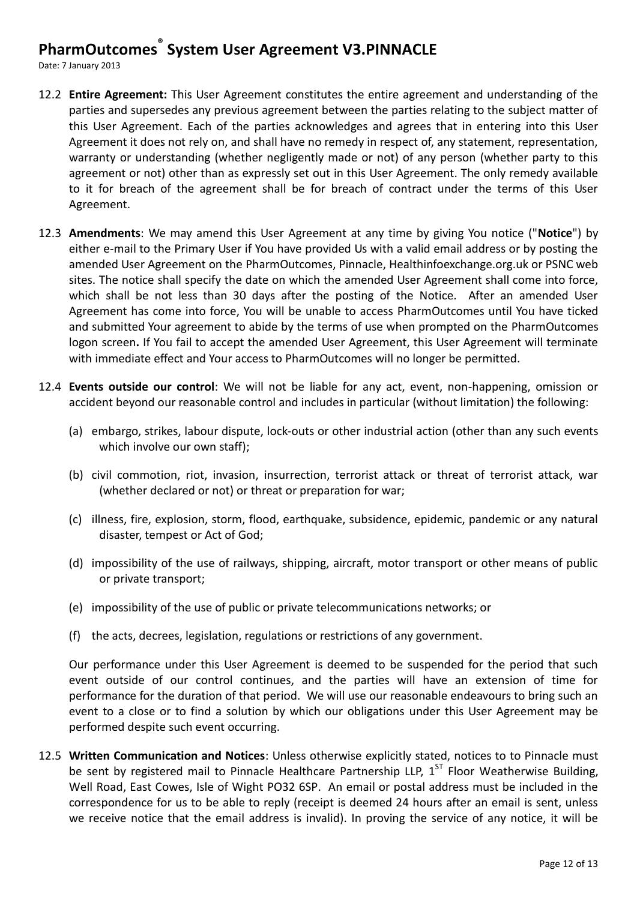12.2 **Entire Agreement:** This User Agreement constitutes the entire agreement and understanding of the parties and supersedes any previous agreement between the parties relating to the subject matter of this User Agreement. Each of the parties acknowledges and agrees that in entering into this User Agreement it does not rely on, and shall have no remedy in respect of, any statement, representation, warranty or understanding (whether negligently made or not) of any person (whether party to this agreement or not) other than as expressly set out in this User Agreement. The only remedy available to it for breach of the agreement shall be for breach of contract under the terms of this User Agreement.

12.3 **Amendments**: We may amend this User Agreement at any time by giving You notice ("**Notice**") by either e-mail to the Primary User if You have provided Us with a valid email address or by posting the amended User Agreement on the PharmOutcomes, Pinnacle, Healthinfoexchange.org.uk or PSNC web sites. The notice shall specify the date on which the amended User Agreement shall come into force, which shall be not less than 30 days after the posting of the Notice. After an amended User Agreement has come into force, You will be unable to access PharmOutcomes until You have ticked and submitted Your agreement to abide by the terms of use when prompted on the PharmOutcomes logon screen**.** If You fail to accept the amended User Agreement, this User Agreement will terminate with immediate effect and Your access to PharmOutcomes will no longer be permitted.

12.4 **Events outside our control**: We will not be liable for any act, event, non-happening, omission or accident beyond our reasonable control and includes in particular (without limitation) the following:

(a) embargo, strikes, labour dispute, lock-outs or other industrial action (other than any such events which involve our own staff);

(b) civil commotion, riot, invasion, insurrection, terrorist attack or threat of terrorist attack, war (whether declared or not) or threat or preparation for war;

(c) illness, fire, explosion, storm, flood, earthquake, subsidence, epidemic, pandemic or any natural disaster, tempest or Act of God;

(d) impossibility of the use of railways, shipping, aircraft, motor transport or other means of public or private transport;

(e) impossibility of the use of public or private telecommunications networks; or

(f) the acts, decrees, legislation, regulations or restrictions of any government.

Our performance under this User Agreement is deemed to be suspended for the period that such event outside of our control continues, and the parties will have an extension of time for performance for the duration of that period. We will use our reasonable endeavours to bring such an event to a close or to find a solution by which our obligations under this User Agreement may be performed despite such event occurring.

12.5 **Written Communication and Notices**: Unless otherwise explicitly stated, notices to to Pinnacle must be sent by registered mail to Pinnacle Healthcare Partnership LLP, 1ST Floor Weatherwise Building, Well Road, East Cowes, Isle of Wight PO32 6SP. An email or postal address must be included in the correspondence for us to be able to reply (receipt is deemed 24 hours after an email is sent, unless we receive notice that the email address is invalid). In proving the service of any notice, it will be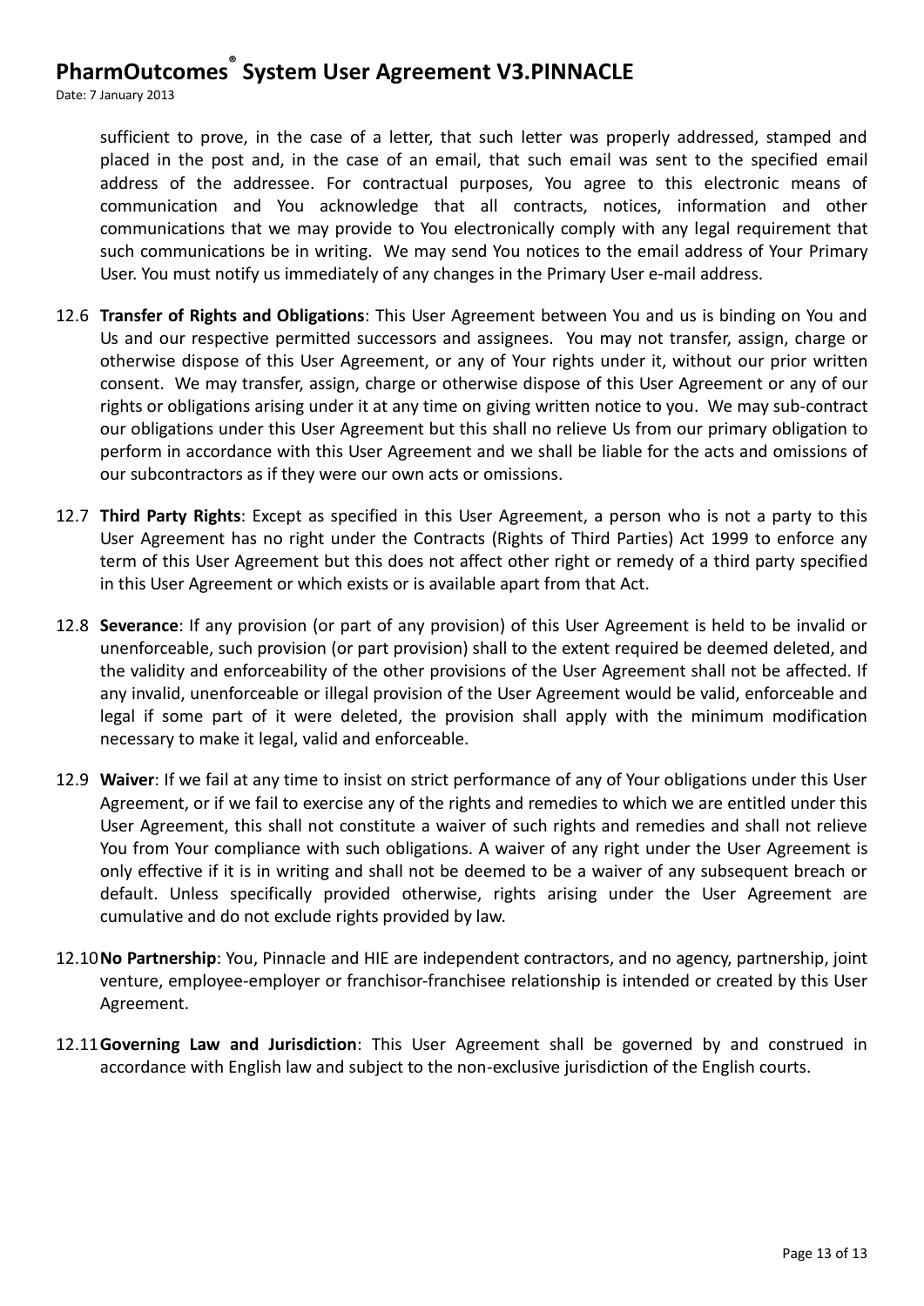sufficient to prove, in the case of a letter, that such letter was properly addressed, stamped and placed in the post and, in the case of an email, that such email was sent to the specified email address of the addressee. For contractual purposes, You agree to this electronic means of communication and You acknowledge that all contracts, notices, information and other communications that we may provide to You electronically comply with any legal requirement that such communications be in writing. We may send You notices to the email address of Your Primary User. You must notify us immediately of any changes in the Primary User e-mail address.

12.6 **Transfer of Rights and Obligations**: This User Agreement between You and us is binding on You and Us and our respective permitted successors and assignees. You may not transfer, assign, charge or otherwise dispose of this User Agreement, or any of Your rights under it, without our prior written consent. We may transfer, assign, charge or otherwise dispose of this User Agreement or any of our rights or obligations arising under it at any time on giving written notice to you. We may sub-contract our obligations under this User Agreement but this shall no relieve Us from our primary obligation to perform in accordance with this User Agreement and we shall be liable for the acts and omissions of our subcontractors as if they were our own acts or omissions.

12.7 **Third Party Rights**: Except as specified in this User Agreement, a person who is not a party to this User Agreement has no right under the Contracts (Rights of Third Parties) Act 1999 to enforce any term of this User Agreement but this does not affect other right or remedy of a third party specified in this User Agreement or which exists or is available apart from that Act.

12.8 **Severance**: If any provision (or part of any provision) of this User Agreement is held to be invalid or unenforceable, such provision (or part provision) shall to the extent required be deemed deleted, and the validity and enforceability of the other provisions of the User Agreement shall not be affected. If any invalid, unenforceable or illegal provision of the User Agreement would be valid, enforceable and legal if some part of it were deleted, the provision shall apply with the minimum modification necessary to make it legal, valid and enforceable.

12.9 **Waiver**: If we fail at any time to insist on strict performance of any of Your obligations under this User Agreement, or if we fail to exercise any of the rights and remedies to which we are entitled under this User Agreement, this shall not constitute a waiver of such rights and remedies and shall not relieve You from Your compliance with such obligations. A waiver of any right under the User Agreement is only effective if it is in writing and shall not be deemed to be a waiver of any subsequent breach or default. Unless specifically provided otherwise, rights arising under the User Agreement are cumulative and do not exclude rights provided by law.

12.10 **No Partnership**: You, Pinnacle and HIE are independent contractors, and no agency, partnership, joint venture, employee-employer or franchisor-franchisee relationship is intended or created by this User Agreement.

12.11 **Governing Law and Jurisdiction**: This User Agreement shall be governed by and construed in accordance with English law and subject to the non-exclusive jurisdiction of the English courts.